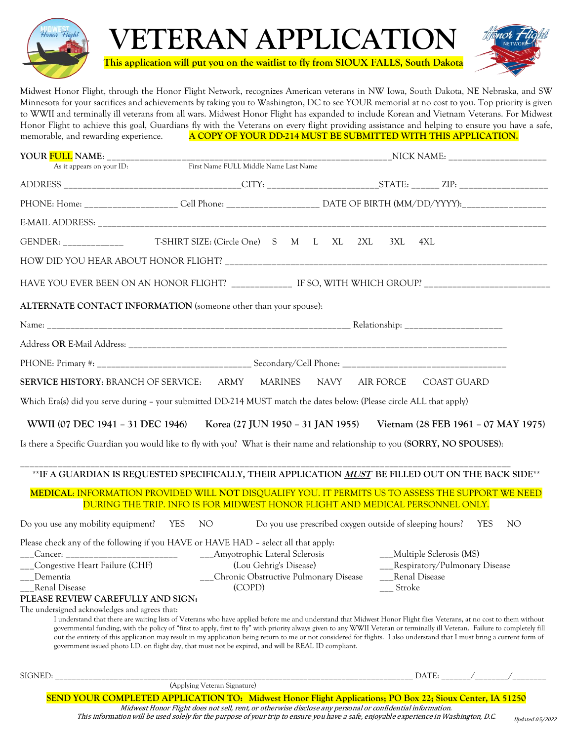# VETERAN APPLICATION

**This application will put you on the waitlist to fly from SIOUX FALLS, South Dakota**

Midwest Honor Flight, through the Honor Flight Network, recognizes American veterans in NW Iowa, South Dakota, NE Nebraska, and SW Minnesota for your sacrifices and achievements by taking you to Washington, DC to see YOUR memorial at no cost to you. Top priority is given to WWII and terminally ill veterans from all wars. Midwest Honor Flight has expanded to include Korean and Vietnam Veterans. For Midwest Honor Flight to achieve this goal, Guardians fly with the Veterans on every flight providing assistance and helping to ensure you have a safe, memorable, and rewarding experience. **A COPY OF YOUR DD-214 MUST BE SUBMITTED WITH THIS APPLICATION.**

**YOUR FULL NAME**: ______________________________________________________________NICK NAME: ____________________
As it appears on your ID: First Name FULL Middle Name Last Name

ADDRESS ____________________________________CITY: _______________________STATE: ______ ZIP: __________________

PHONE: Home: ___________________ Cell Phone: ___________________ DATE OF BIRTH (MM/DD/YYYY):_________________

E-MAIL ADDRESS: _________________________________________________________________________________________

GENDER: ____________ T-SHIRT SIZE: (Circle One) S M L XL 2XL 3XL 4XL

HOW DID YOU HEAR ABOUT HONOR FLIGHT? ____________________________________________________________________

HAVE YOU EVER BEEN ON AN HONOR FLIGHT? ____________ IF SO, WITH WHICH GROUP? __________________________

**ALTERNATE CONTACT INFORMATION** (someone other than your spouse):

Name: _______________________________________________________________ Relationship: ____________________

Address **OR** E-Mail Address: _______________________________________________________________________________

PHONE: Primary #: ________________________________ Secondary/Cell Phone: ____________________________________

**SERVICE HISTORY**: BRANCH OF SERVICE: ARMY MARINES NAVY AIR FORCE COAST GUARD

Which Era(s) did you serve during – your submitted DD-214 MUST match the dates below: (Please circle ALL that apply)

**WWII (07 DEC 1941 – 31 DEC 1946) Korea (27 JUN 1950 – 31 JAN 1955) Vietnam (28 FEB 1961 – 07 MAY 1975)**

Is there a Specific Guardian you would like to fly with you? What is their name and relationship to you **(SORRY, NO SPOUSES)**:

_____________________________________________________________________________________________________

**\*\*IF A GUARDIAN IS REQUESTED SPECIFICALLY, THEIR APPLICATION *MUST* BE FILLED OUT ON THE BACK SIDE\*\***

**MEDICAL**: INFORMATION PROVIDED WILL **NOT** DISQUALIFY YOU. IT PERMITS US TO ASSESS THE SUPPORT WE NEED DURING THE TRIP. INFO IS FOR MIDWEST HONOR FLIGHT AND MEDICAL PERSONNEL ONLY.

Do you use any mobility equipment? YES NO Do you use prescribed oxygen outside of sleeping hours? YES NO

Please check any of the following if you HAVE or HAVE HAD – select all that apply:

___Cancer: ________________________
___Congestive Heart Failure (CHF)
___Dementia
___Renal Disease
___Amyotrophic Lateral Sclerosis (Lou Gehrig's Disease)
___Chronic Obstructive Pulmonary Disease (COPD)
___Multiple Sclerosis (MS)
___Respiratory/Pulmonary Disease
___Renal Disease
___ Stroke

**PLEASE REVIEW CAREFULLY AND SIGN:**

The undersigned acknowledges and agrees that:

I understand that there are waiting lists of Veterans who have applied before me and understand that Midwest Honor Flight flies Veterans, at no cost to them without governmental funding, with the policy of "first to apply, first to fly" with priority always given to any WWII Veteran or terminally ill Veteran. Failure to completely fill out the entirety of this application may result in my application being return to me or not considered for flights. I also understand that I must bring a current form of government issued photo I.D. on flight day, that must not be expired, and will be REAL ID compliant.

SIGNED: ________________________________________________________________________________ DATE: _______/_______/_______
(Applying Veteran Signature)

**SEND YOUR COMPLETED APPLICATION TO: Midwest Honor Flight Applications; PO Box 22; Sioux Center, IA 51250**

*Midwest Honor Flight does not sell, rent, or otherwise disclose any personal or confidential information.*
*This information will be used solely for the purpose of your trip to ensure you have a safe, enjoyable experience in Washington, D.C.*

*Updated 05/2022*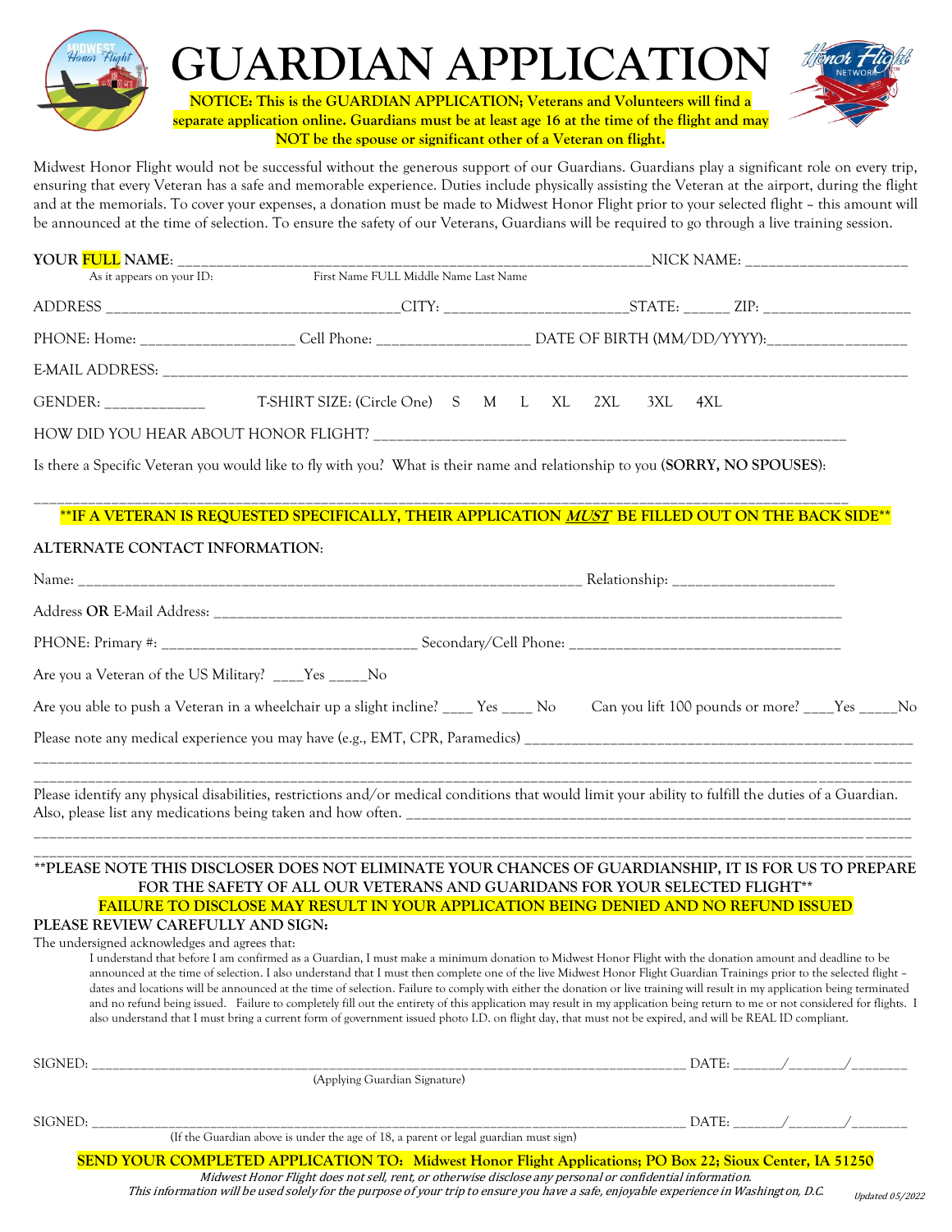# GUARDIAN APPLICATION

**NOTICE: This is the GUARDIAN APPLICATION; Veterans and Volunteers will find a separate application online. Guardians must be at least age 16 at the time of the flight and may NOT be the spouse or significant other of a Veteran on flight.**

Midwest Honor Flight would not be successful without the generous support of our Guardians. Guardians play a significant role on every trip, ensuring that every Veteran has a safe and memorable experience. Duties include physically assisting the Veteran at the airport, during the flight and at the memorials. To cover your expenses, a donation must be made to Midwest Honor Flight prior to your selected flight – this amount will be announced at the time of selection. To ensure the safety of our Veterans, Guardians will be required to go through a live training session.

**YOUR FULL NAME**: ________________________________________________________________NICK NAME: ______________________
As it appears on your ID: First Name FULL Middle Name Last Name

ADDRESS ______________________________________CITY: ________________________STATE: ______ ZIP: ___________________

PHONE: Home: ____________________ Cell Phone: ____________________ DATE OF BIRTH (MM/DD/YYYY):__________________

E-MAIL ADDRESS: ______________________________________________________________________________________________

GENDER: _____________ T-SHIRT SIZE: (Circle One) S M L XL 2XL 3XL 4XL

HOW DID YOU HEAR ABOUT HONOR FLIGHT? ________________________________________________________________

Is there a Specific Veteran you would like to fly with you? What is their name and relationship to you **(SORRY, NO SPOUSES)**:

_____________________________________________________________________________________________________________

****IF A VETERAN IS REQUESTED SPECIFICALLY, THEIR APPLICATION *MUST* BE FILLED OUT ON THE BACK SIDE****

**ALTERNATE CONTACT INFORMATION**:

Name: ____________________________________________________________________ Relationship: _____________________

Address **OR** E-Mail Address: __________________________________________________________________________________

PHONE: Primary #: __________________________________ Secondary/Cell Phone: ___________________________________

Are you a Veteran of the US Military? ____Yes _____No

Are you able to push a Veteran in a wheelchair up a slight incline? ____ Yes ____ No Can you lift 100 pounds or more? ____Yes _____No

Please note any medical experience you may have (e.g., EMT, CPR, Paramedics) ___________________________________________________

_____________________________________________________________________________________________________________

_____________________________________________________________________________________________________________

Please identify any physical disabilities, restrictions and/or medical conditions that would limit your ability to fulfill the duties of a Guardian. Also, please list any medications being taken and how often. ______________________________________________________________________

_____________________________________________________________________________________________________________

_____________________________________________________________________________________________________________

****PLEASE NOTE THIS DISCLOSER DOES NOT ELIMINATE YOUR CHANCES OF GUARDIANSHIP, IT IS FOR US TO PREPARE FOR THE SAFETY OF ALL OUR VETERANS AND GUARIDANS FOR YOUR SELECTED FLIGHT****

**FAILURE TO DISCLOSE MAY RESULT IN YOUR APPLICATION BEING DENIED AND NO REFUND ISSUED**

**PLEASE REVIEW CAREFULLY AND SIGN:**

The undersigned acknowledges and agrees that:

I understand that before I am confirmed as a Guardian, I must make a minimum donation to Midwest Honor Flight with the donation amount and deadline to be announced at the time of selection. I also understand that I must then complete one of the live Midwest Honor Flight Guardian Trainings prior to the selected flight – dates and locations will be announced at the time of selection. Failure to comply with either the donation or live training will result in my application being terminated and no refund being issued. Failure to completely fill out the entirety of this application may result in my application being return to me or not considered for flights. I also understand that I must bring a current form of government issued photo I.D. on flight day, that must not be expired, and will be REAL ID compliant.

SIGNED: ________________________________________________________________________________ DATE: _______/________/________
(Applying Guardian Signature)

SIGNED: ________________________________________________________________________________ DATE: _______/________/________
(If the Guardian above is under the age of 18, a parent or legal guardian must sign)

**SEND YOUR COMPLETED APPLICATION TO: Midwest Honor Flight Applications; PO Box 22; Sioux Center, IA 51250**

*Midwest Honor Flight does not sell, rent, or otherwise disclose any personal or confidential information.*
*This information will be used solely for the purpose of your trip to ensure you have a safe, enjoyable experience in Washington, D.C.*

*Updated 05/2022*